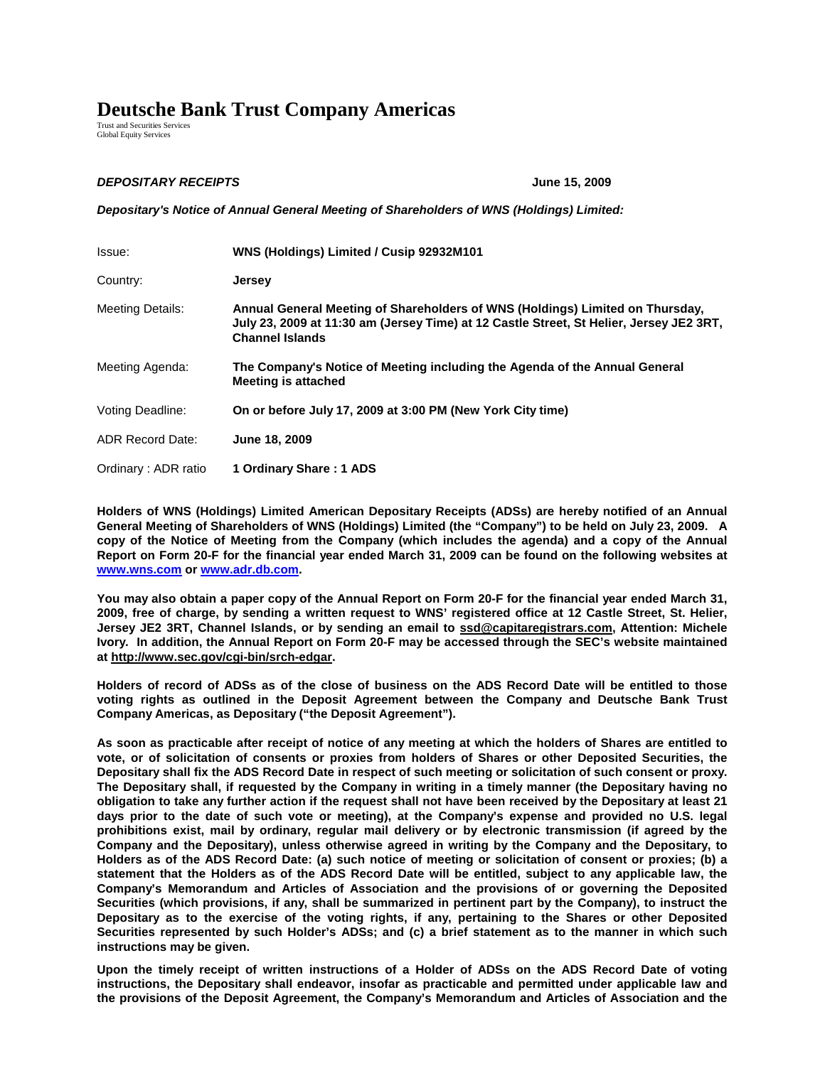# Deutsche Bank Trust Company Americas

Trust and Securities Services
Global Equity Services

***DEPOSITARY RECEIPTS*** **June 15, 2009**

***Depositary's Notice of Annual General Meeting of Shareholders of WNS (Holdings) Limited:***

| | |
|---|---|
| Issue: | **WNS (Holdings) Limited / Cusip 92932M101** |
| Country: | **Jersey** |
| Meeting Details: | **Annual General Meeting of Shareholders of WNS (Holdings) Limited on Thursday, July 23, 2009 at 11:30 am (Jersey Time) at 12 Castle Street, St Helier, Jersey JE2 3RT, Channel Islands** |
| Meeting Agenda: | **The Company's Notice of Meeting including the Agenda of the Annual General Meeting is attached** |
| Voting Deadline: | **On or before July 17, 2009 at 3:00 PM (New York City time)** |
| ADR Record Date: | **June 18, 2009** |
| Ordinary : ADR ratio | **1 Ordinary Share : 1 ADS** |

**Holders of WNS (Holdings) Limited American Depositary Receipts (ADSs) are hereby notified of an Annual General Meeting of Shareholders of WNS (Holdings) Limited (the "Company") to be held on July 23, 2009. A copy of the Notice of Meeting from the Company (which includes the agenda) and a copy of the Annual Report on Form 20-F for the financial year ended March 31, 2009 can be found on the following websites at www.wns.com or www.adr.db.com.**

**You may also obtain a paper copy of the Annual Report on Form 20-F for the financial year ended March 31, 2009, free of charge, by sending a written request to WNS' registered office at 12 Castle Street, St. Helier, Jersey JE2 3RT, Channel Islands, or by sending an email to ssd@capitaregistrars.com, Attention: Michele Ivory. In addition, the Annual Report on Form 20-F may be accessed through the SEC's website maintained at http://www.sec.gov/cgi-bin/srch-edgar.**

**Holders of record of ADSs as of the close of business on the ADS Record Date will be entitled to those voting rights as outlined in the Deposit Agreement between the Company and Deutsche Bank Trust Company Americas, as Depositary ("the Deposit Agreement").**

**As soon as practicable after receipt of notice of any meeting at which the holders of Shares are entitled to vote, or of solicitation of consents or proxies from holders of Shares or other Deposited Securities, the Depositary shall fix the ADS Record Date in respect of such meeting or solicitation of such consent or proxy. The Depositary shall, if requested by the Company in writing in a timely manner (the Depositary having no obligation to take any further action if the request shall not have been received by the Depositary at least 21 days prior to the date of such vote or meeting), at the Company's expense and provided no U.S. legal prohibitions exist, mail by ordinary, regular mail delivery or by electronic transmission (if agreed by the Company and the Depositary), unless otherwise agreed in writing by the Company and the Depositary, to Holders as of the ADS Record Date: (a) such notice of meeting or solicitation of consent or proxies; (b) a statement that the Holders as of the ADS Record Date will be entitled, subject to any applicable law, the Company's Memorandum and Articles of Association and the provisions of or governing the Deposited Securities (which provisions, if any, shall be summarized in pertinent part by the Company), to instruct the Depositary as to the exercise of the voting rights, if any, pertaining to the Shares or other Deposited Securities represented by such Holder's ADSs; and (c) a brief statement as to the manner in which such instructions may be given.**

**Upon the timely receipt of written instructions of a Holder of ADSs on the ADS Record Date of voting instructions, the Depositary shall endeavor, insofar as practicable and permitted under applicable law and the provisions of the Deposit Agreement, the Company's Memorandum and Articles of Association and the**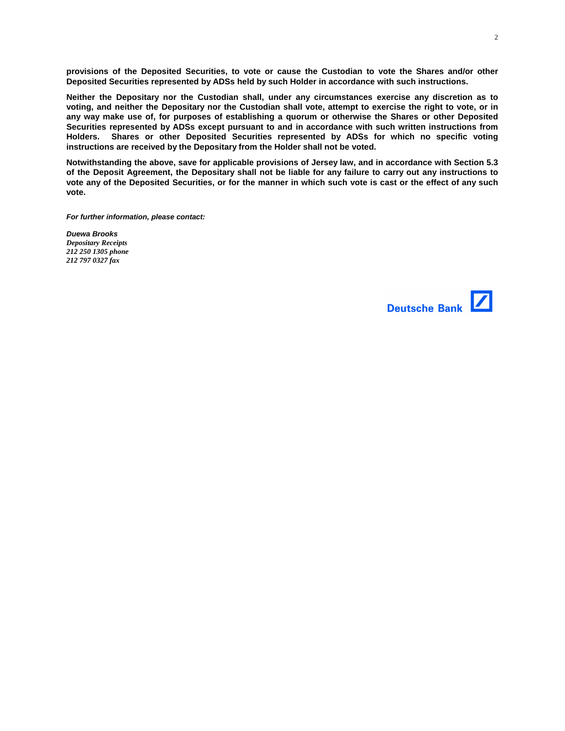**provisions of the Deposited Securities, to vote or cause the Custodian to vote the Shares and/or other Deposited Securities represented by ADSs held by such Holder in accordance with such instructions.**

**Neither the Depositary nor the Custodian shall, under any circumstances exercise any discretion as to voting, and neither the Depositary nor the Custodian shall vote, attempt to exercise the right to vote, or in any way make use of, for purposes of establishing a quorum or otherwise the Shares or other Deposited Securities represented by ADSs except pursuant to and in accordance with such written instructions from Holders. Shares or other Deposited Securities represented by ADSs for which no specific voting instructions are received by the Depositary from the Holder shall not be voted.**

**Notwithstanding the above, save for applicable provisions of Jersey law, and in accordance with Section 5.3 of the Deposit Agreement, the Depositary shall not be liable for any failure to carry out any instructions to vote any of the Deposited Securities, or for the manner in which such vote is cast or the effect of any such vote.**

***For further information, please contact:***

***Duewa Brooks***
***Depositary Receipts***
***212 250 1305 phone***
***212 797 0327 fax***

Deutsche Bank